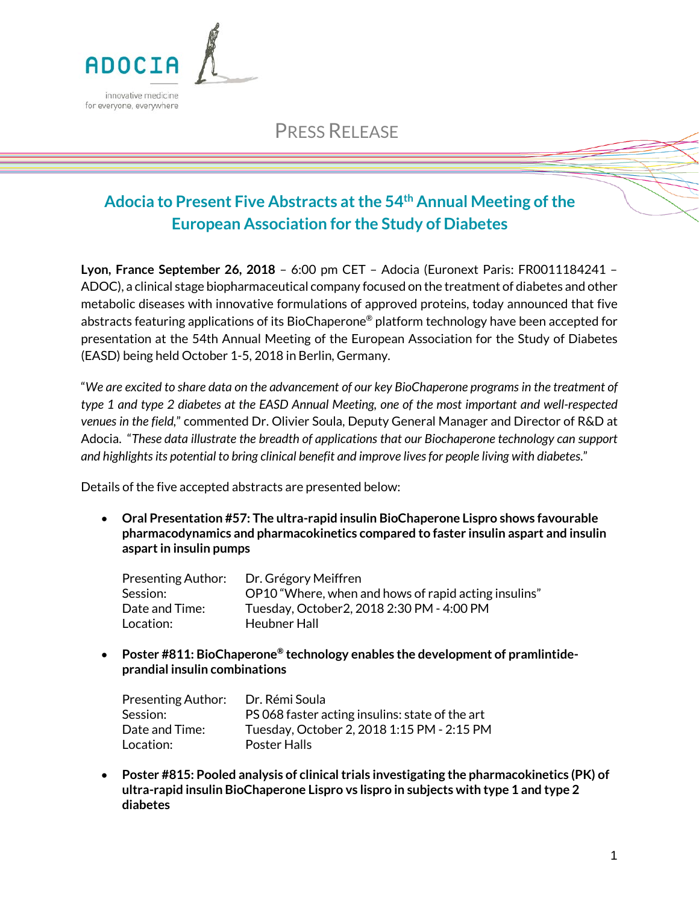ADOCIA

innovative medicine for everyone, everywhere

PRESS RELEASE

# Adocia to Present Five Abstracts at the 54th Annual Meeting of the European Association for the Study of Diabetes

**Lyon, France September 26, 2018** – 6:00 pm CET – Adocia (Euronext Paris: FR0011184241 – ADOC), a clinical stage biopharmaceutical company focused on the treatment of diabetes and other metabolic diseases with innovative formulations of approved proteins, today announced that five abstracts featuring applications of its BioChaperone® platform technology have been accepted for presentation at the 54th Annual Meeting of the European Association for the Study of Diabetes (EASD) being held October 1-5, 2018 in Berlin, Germany.

"*We are excited to share data on the advancement of our key BioChaperone programs in the treatment of type 1 and type 2 diabetes at the EASD Annual Meeting, one of the most important and well-respected venues in the field,*" commented Dr. Olivier Soula, Deputy General Manager and Director of R&D at Adocia. "*These data illustrate the breadth of applications that our Biochaperone technology can support and highlights its potential to bring clinical benefit and improve lives for people living with diabetes.*"

Details of the five accepted abstracts are presented below:

- **Oral Presentation #57: The ultra-rapid insulin BioChaperone Lispro shows favourable pharmacodynamics and pharmacokinetics compared to faster insulin aspart and insulin aspart in insulin pumps**

  Presenting Author: Dr. Grégory Meiffren
  Session: OP10 "Where, when and hows of rapid acting insulins"
  Date and Time: Tuesday, October2, 2018 2:30 PM - 4:00 PM
  Location: Heubner Hall

- **Poster #811: BioChaperone® technology enables the development of pramlintide-prandial insulin combinations**

  Presenting Author: Dr. Rémi Soula
  Session: PS 068 faster acting insulins: state of the art
  Date and Time: Tuesday, October 2, 2018 1:15 PM - 2:15 PM
  Location: Poster Halls

- **Poster #815: Pooled analysis of clinical trials investigating the pharmacokinetics (PK) of ultra-rapid insulin BioChaperone Lispro vs lispro in subjects with type 1 and type 2 diabetes**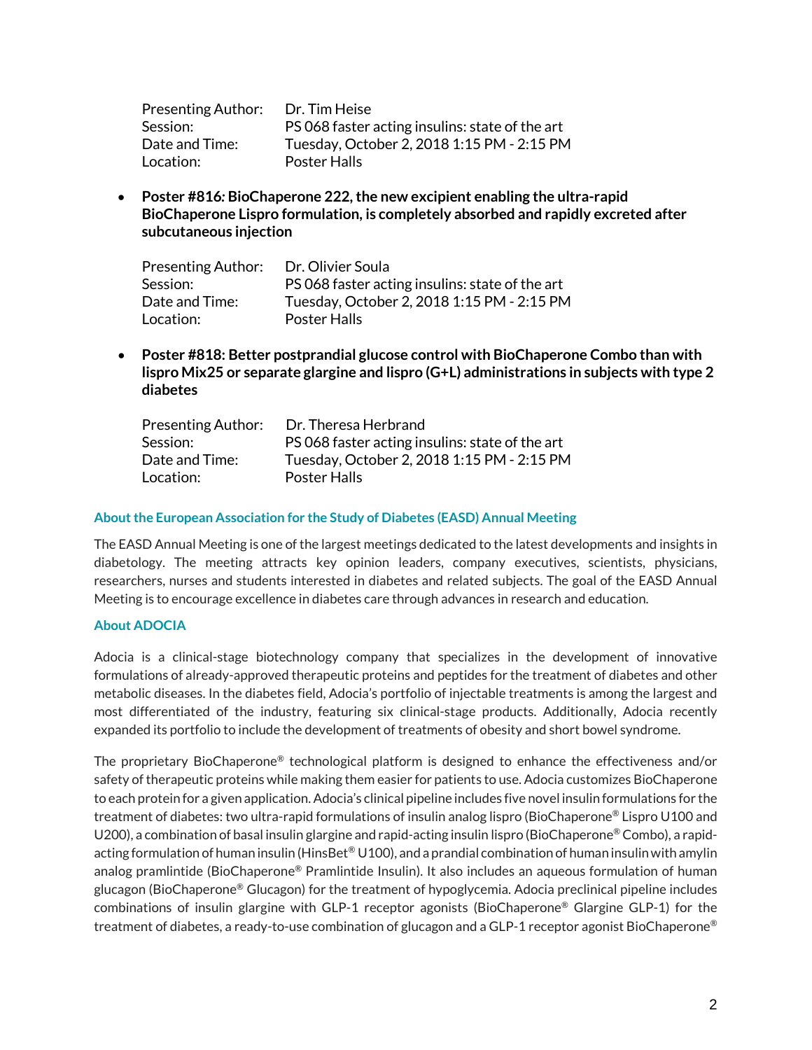| | |
|---|---|
| Presenting Author: | Dr. Tim Heise |
| Session: | PS 068 faster acting insulins: state of the art |
| Date and Time: | Tuesday, October 2, 2018 1:15 PM - 2:15 PM |
| Location: | Poster Halls |

- **Poster #816: BioChaperone 222, the new excipient enabling the ultra-rapid BioChaperone Lispro formulation, is completely absorbed and rapidly excreted after subcutaneous injection**

| | |
|---|---|
| Presenting Author: | Dr. Olivier Soula |
| Session: | PS 068 faster acting insulins: state of the art |
| Date and Time: | Tuesday, October 2, 2018 1:15 PM - 2:15 PM |
| Location: | Poster Halls |

- **Poster #818: Better postprandial glucose control with BioChaperone Combo than with lispro Mix25 or separate glargine and lispro (G+L) administrations in subjects with type 2 diabetes**

| | |
|---|---|
| Presenting Author: | Dr. Theresa Herbrand |
| Session: | PS 068 faster acting insulins: state of the art |
| Date and Time: | Tuesday, October 2, 2018 1:15 PM - 2:15 PM |
| Location: | Poster Halls |

### About the European Association for the Study of Diabetes (EASD) Annual Meeting

The EASD Annual Meeting is one of the largest meetings dedicated to the latest developments and insights in diabetology. The meeting attracts key opinion leaders, company executives, scientists, physicians, researchers, nurses and students interested in diabetes and related subjects. The goal of the EASD Annual Meeting is to encourage excellence in diabetes care through advances in research and education.

### About ADOCIA

Adocia is a clinical-stage biotechnology company that specializes in the development of innovative formulations of already-approved therapeutic proteins and peptides for the treatment of diabetes and other metabolic diseases. In the diabetes field, Adocia's portfolio of injectable treatments is among the largest and most differentiated of the industry, featuring six clinical-stage products. Additionally, Adocia recently expanded its portfolio to include the development of treatments of obesity and short bowel syndrome.

The proprietary BioChaperone® technological platform is designed to enhance the effectiveness and/or safety of therapeutic proteins while making them easier for patients to use. Adocia customizes BioChaperone to each protein for a given application. Adocia's clinical pipeline includes five novel insulin formulations for the treatment of diabetes: two ultra-rapid formulations of insulin analog lispro (BioChaperone® Lispro U100 and U200), a combination of basal insulin glargine and rapid-acting insulin lispro (BioChaperone® Combo), a rapid-acting formulation of human insulin (HinsBet® U100), and a prandial combination of human insulin with amylin analog pramlintide (BioChaperone® Pramlintide Insulin). It also includes an aqueous formulation of human glucagon (BioChaperone® Glucagon) for the treatment of hypoglycemia. Adocia preclinical pipeline includes combinations of insulin glargine with GLP-1 receptor agonists (BioChaperone® Glargine GLP-1) for the treatment of diabetes, a ready-to-use combination of glucagon and a GLP-1 receptor agonist BioChaperone®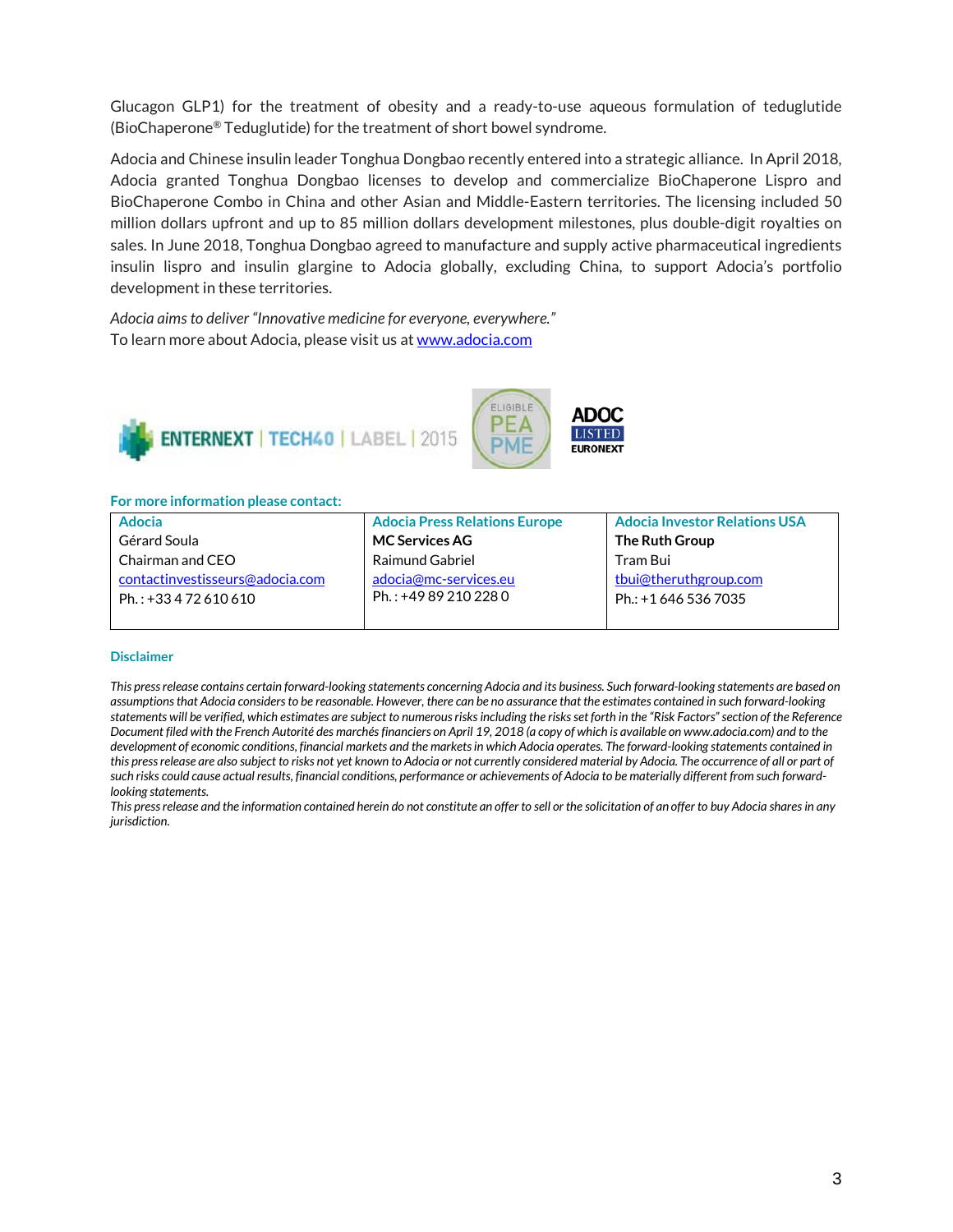Glucagon GLP1) for the treatment of obesity and a ready-to-use aqueous formulation of teduglutide (BioChaperone® Teduglutide) for the treatment of short bowel syndrome.

Adocia and Chinese insulin leader Tonghua Dongbao recently entered into a strategic alliance. In April 2018, Adocia granted Tonghua Dongbao licenses to develop and commercialize BioChaperone Lispro and BioChaperone Combo in China and other Asian and Middle-Eastern territories. The licensing included 50 million dollars upfront and up to 85 million dollars development milestones, plus double-digit royalties on sales. In June 2018, Tonghua Dongbao agreed to manufacture and supply active pharmaceutical ingredients insulin lispro and insulin glargine to Adocia globally, excluding China, to support Adocia's portfolio development in these territories.

*Adocia aims to deliver "Innovative medicine for everyone, everywhere."*
To learn more about Adocia, please visit us at [www.adocia.com](http://www.adocia.com)

ENTERNEXT | TECH40 | LABEL | 2015

ELIGIBLE PEA PME

ADOC LISTED EURONEXT

**For more information please contact:**

| | | |
|---|---|---|
| **Adocia** | **Adocia Press Relations Europe** | **Adocia Investor Relations USA** |
| Gérard Soula | **MC Services AG** | **The Ruth Group** |
| Chairman and CEO | Raimund Gabriel | Tram Bui |
| contactinvestisseurs@adocia.com | adocia@mc-services.eu | tbui@theruthgroup.com |
| Ph. : +33 4 72 610 610 | Ph. : +49 89 210 228 0 | Ph.: +1 646 536 7035 |

**Disclaimer**

*This press release contains certain forward-looking statements concerning Adocia and its business. Such forward-looking statements are based on assumptions that Adocia considers to be reasonable. However, there can be no assurance that the estimates contained in such forward-looking statements will be verified, which estimates are subject to numerous risks including the risks set forth in the "Risk Factors" section of the Reference Document filed with the French Autorité des marchés financiers on April 19, 2018 (a copy of which is available on www.adocia.com) and to the development of economic conditions, financial markets and the markets in which Adocia operates. The forward-looking statements contained in this press release are also subject to risks not yet known to Adocia or not currently considered material by Adocia. The occurrence of all or part of such risks could cause actual results, financial conditions, performance or achievements of Adocia to be materially different from such forward-looking statements.*
*This press release and the information contained herein do not constitute an offer to sell or the solicitation of an offer to buy Adocia shares in any jurisdiction.*